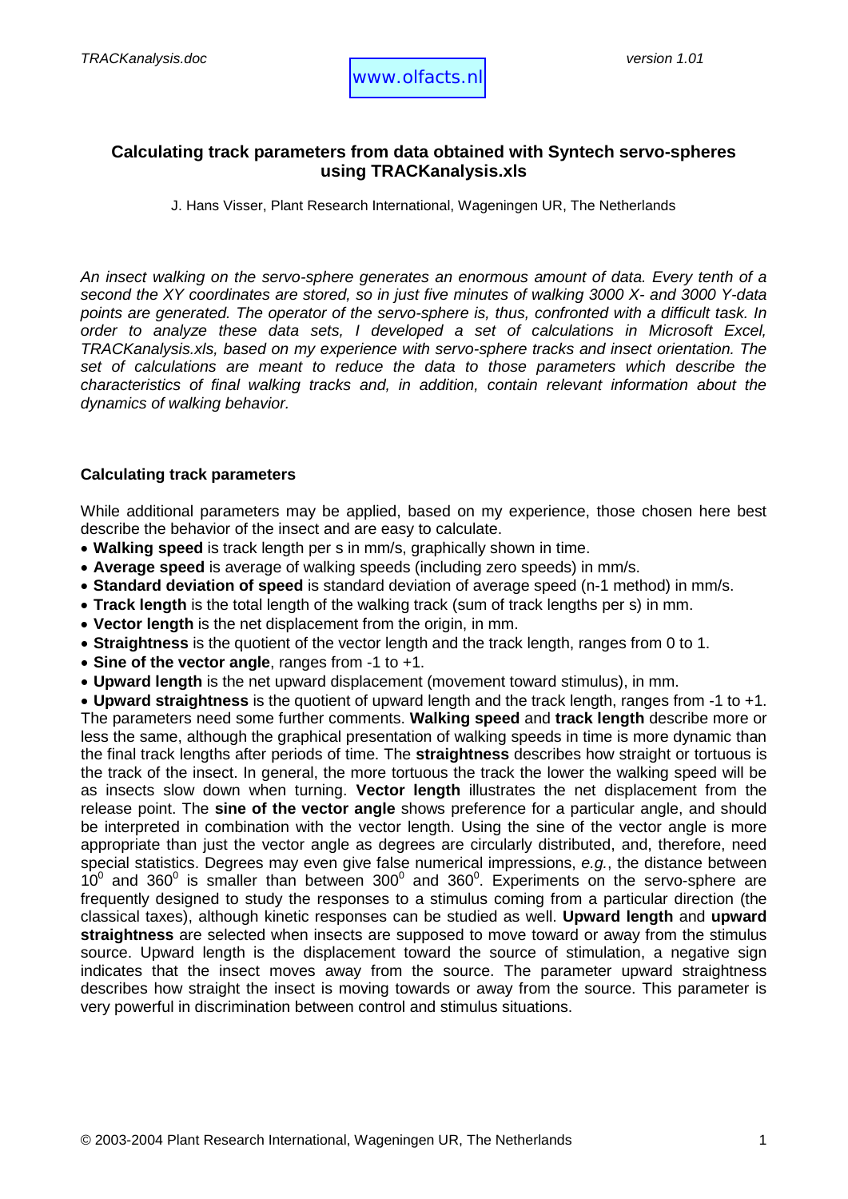# Calculating track parameters from data obtained with Syntech servo-spheres using TRACKanalysis.xls

J. Hans Visser, Plant Research International, Wageningen UR, The Netherlands

*An insect walking on the servo-sphere generates an enormous amount of data. Every tenth of a second the XY coordinates are stored, so in just five minutes of walking 3000 X- and 3000 Y-data points are generated. The operator of the servo-sphere is, thus, confronted with a difficult task. In order to analyze these data sets, I developed a set of calculations in Microsoft Excel, TRACKanalysis.xls, based on my experience with servo-sphere tracks and insect orientation. The set of calculations are meant to reduce the data to those parameters which describe the characteristics of final walking tracks and, in addition, contain relevant information about the dynamics of walking behavior.*

### Calculating track parameters

While additional parameters may be applied, based on my experience, those chosen here best describe the behavior of the insect and are easy to calculate.

- **Walking speed** is track length per s in mm/s, graphically shown in time.
- **Average speed** is average of walking speeds (including zero speeds) in mm/s.
- **Standard deviation of speed** is standard deviation of average speed (n-1 method) in mm/s.
- **Track length** is the total length of the walking track (sum of track lengths per s) in mm.
- **Vector length** is the net displacement from the origin, in mm.
- **Straightness** is the quotient of the vector length and the track length, ranges from 0 to 1.
- **Sine of the vector angle**, ranges from -1 to +1.
- **Upward length** is the net upward displacement (movement toward stimulus), in mm.
- **Upward straightness** is the quotient of upward length and the track length, ranges from -1 to +1.

The parameters need some further comments. **Walking speed** and **track length** describe more or less the same, although the graphical presentation of walking speeds in time is more dynamic than the final track lengths after periods of time. The **straightness** describes how straight or tortuous is the track of the insect. In general, the more tortuous the track the lower the walking speed will be as insects slow down when turning. **Vector length** illustrates the net displacement from the release point. The **sine of the vector angle** shows preference for a particular angle, and should be interpreted in combination with the vector length. Using the sine of the vector angle is more appropriate than just the vector angle as degrees are circularly distributed, and, therefore, need special statistics. Degrees may even give false numerical impressions, *e.g.*, the distance between $10^0$ and $360^0$ is smaller than between $300^0$ and $360^0$. Experiments on the servo-sphere are frequently designed to study the responses to a stimulus coming from a particular direction (the classical taxes), although kinetic responses can be studied as well. **Upward length** and **upward straightness** are selected when insects are supposed to move toward or away from the stimulus source. Upward length is the displacement toward the source of stimulation, a negative sign indicates that the insect moves away from the source. The parameter upward straightness describes how straight the insect is moving towards or away from the source. This parameter is very powerful in discrimination between control and stimulus situations.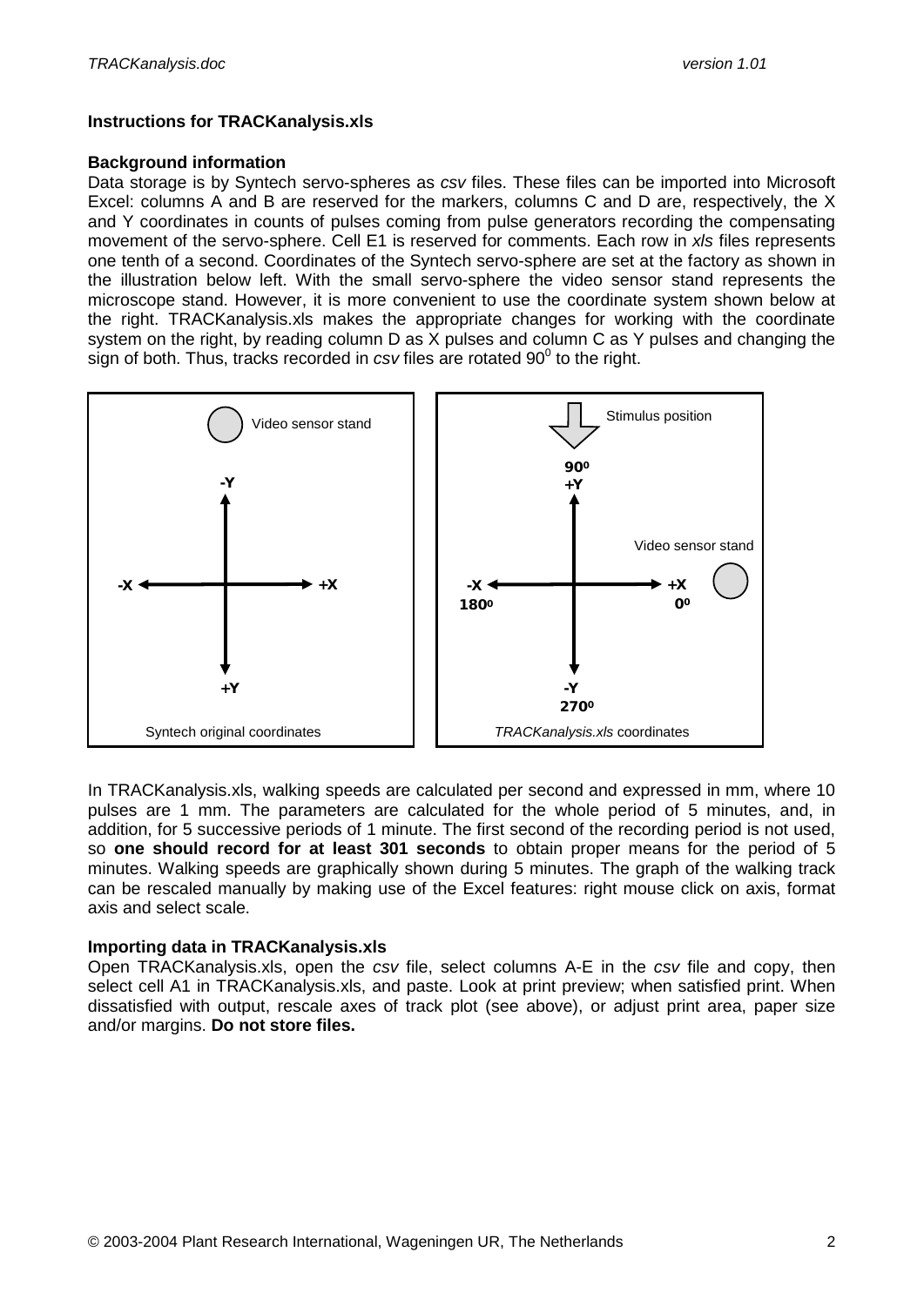**Instructions for TRACKanalysis.xls**

**Background information**

Data storage is by Syntech servo-spheres as *csv* files. These files can be imported into Microsoft Excel: columns A and B are reserved for the markers, columns C and D are, respectively, the X and Y coordinates in counts of pulses coming from pulse generators recording the compensating movement of the servo-sphere. Cell E1 is reserved for comments. Each row in *xls* files represents one tenth of a second. Coordinates of the Syntech servo-sphere are set at the factory as shown in the illustration below left. With the small servo-sphere the video sensor stand represents the microscope stand. However, it is more convenient to use the coordinate system shown below at the right. TRACKanalysis.xls makes the appropriate changes for working with the coordinate system on the right, by reading column D as X pulses and column C as Y pulses and changing the sign of both. Thus, tracks recorded in *csv* files are rotated $90^0$ to the right.

Video sensor stand

-Y

-X +X

+Y

Syntech original coordinates

Stimulus position

$90^0$
+Y

Video sensor stand

-X +X
$180^0$ $0^0$

-Y
$270^0$

*TRACKanalysis.xls* coordinates

In TRACKanalysis.xls, walking speeds are calculated per second and expressed in mm, where 10 pulses are 1 mm. The parameters are calculated for the whole period of 5 minutes, and, in addition, for 5 successive periods of 1 minute. The first second of the recording period is not used, so **one should record for at least 301 seconds** to obtain proper means for the period of 5 minutes. Walking speeds are graphically shown during 5 minutes. The graph of the walking track can be rescaled manually by making use of the Excel features: right mouse click on axis, format axis and select scale.

**Importing data in TRACKanalysis.xls**

Open TRACKanalysis.xls, open the *csv* file, select columns A-E in the *csv* file and copy, then select cell A1 in TRACKanalysis.xls, and paste. Look at print preview; when satisfied print. When dissatisfied with output, rescale axes of track plot (see above), or adjust print area, paper size and/or margins. **Do not store files.**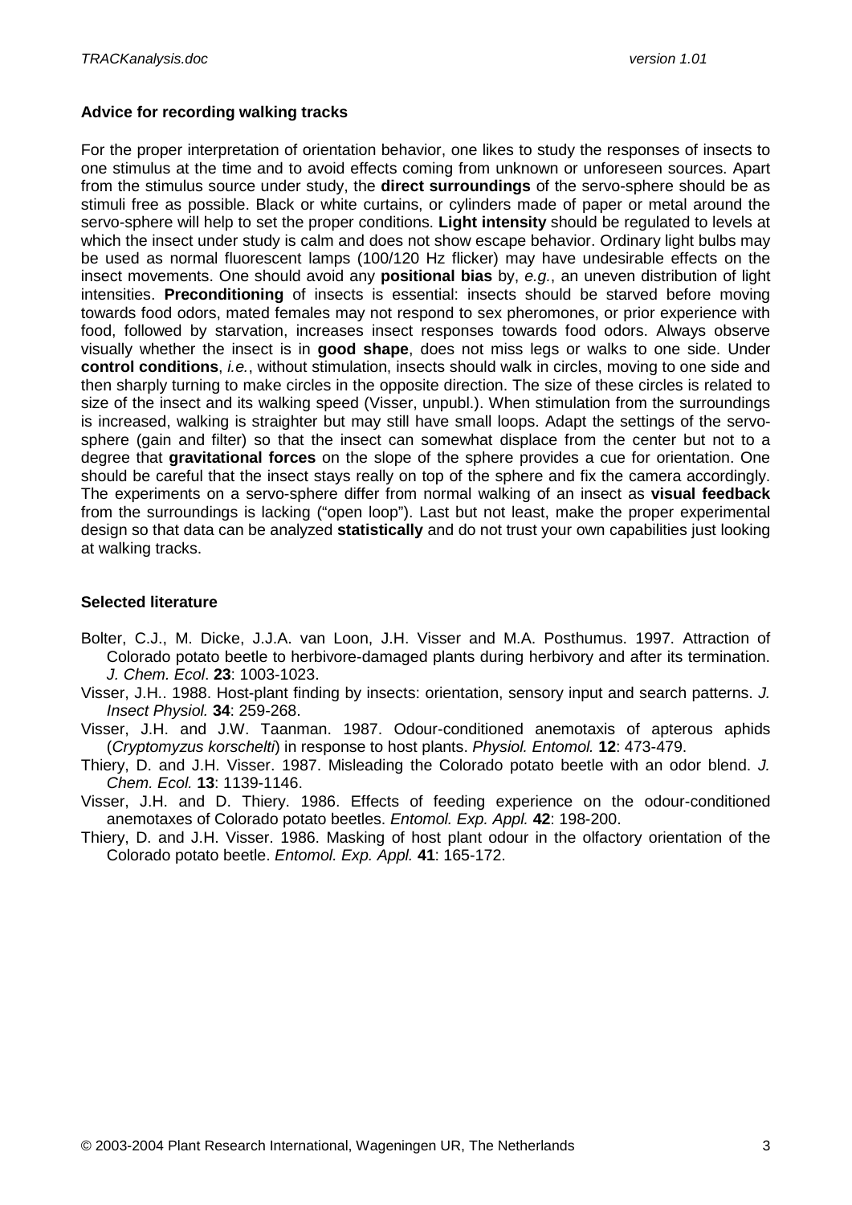**Advice for recording walking tracks**

For the proper interpretation of orientation behavior, one likes to study the responses of insects to one stimulus at the time and to avoid effects coming from unknown or unforeseen sources. Apart from the stimulus source under study, the **direct surroundings** of the servo-sphere should be as stimuli free as possible. Black or white curtains, or cylinders made of paper or metal around the servo-sphere will help to set the proper conditions. **Light intensity** should be regulated to levels at which the insect under study is calm and does not show escape behavior. Ordinary light bulbs may be used as normal fluorescent lamps (100/120 Hz flicker) may have undesirable effects on the insect movements. One should avoid any **positional bias** by, *e.g.*, an uneven distribution of light intensities. **Preconditioning** of insects is essential: insects should be starved before moving towards food odors, mated females may not respond to sex pheromones, or prior experience with food, followed by starvation, increases insect responses towards food odors. Always observe visually whether the insect is in **good shape**, does not miss legs or walks to one side. Under **control conditions**, *i.e.*, without stimulation, insects should walk in circles, moving to one side and then sharply turning to make circles in the opposite direction. The size of these circles is related to size of the insect and its walking speed (Visser, unpubl.). When stimulation from the surroundings is increased, walking is straighter but may still have small loops. Adapt the settings of the servo-sphere (gain and filter) so that the insect can somewhat displace from the center but not to a degree that **gravitational forces** on the slope of the sphere provides a cue for orientation. One should be careful that the insect stays really on top of the sphere and fix the camera accordingly. The experiments on a servo-sphere differ from normal walking of an insect as **visual feedback** from the surroundings is lacking ("open loop"). Last but not least, make the proper experimental design so that data can be analyzed **statistically** and do not trust your own capabilities just looking at walking tracks.

**Selected literature**

Bolter, C.J., M. Dicke, J.J.A. van Loon, J.H. Visser and M.A. Posthumus. 1997. Attraction of Colorado potato beetle to herbivore-damaged plants during herbivory and after its termination. *J. Chem. Ecol*. **23**: 1003-1023.

Visser, J.H.. 1988. Host-plant finding by insects: orientation, sensory input and search patterns. *J. Insect Physiol.* **34**: 259-268.

Visser, J.H. and J.W. Taanman. 1987. Odour-conditioned anemotaxis of apterous aphids (*Cryptomyzus korschelti*) in response to host plants. *Physiol. Entomol.* **12**: 473-479.

Thiery, D. and J.H. Visser. 1987. Misleading the Colorado potato beetle with an odor blend. *J. Chem. Ecol.* **13**: 1139-1146.

Visser, J.H. and D. Thiery. 1986. Effects of feeding experience on the odour-conditioned anemotaxes of Colorado potato beetles. *Entomol. Exp. Appl.* **42**: 198-200.

Thiery, D. and J.H. Visser. 1986. Masking of host plant odour in the olfactory orientation of the Colorado potato beetle. *Entomol. Exp. Appl.* **41**: 165-172.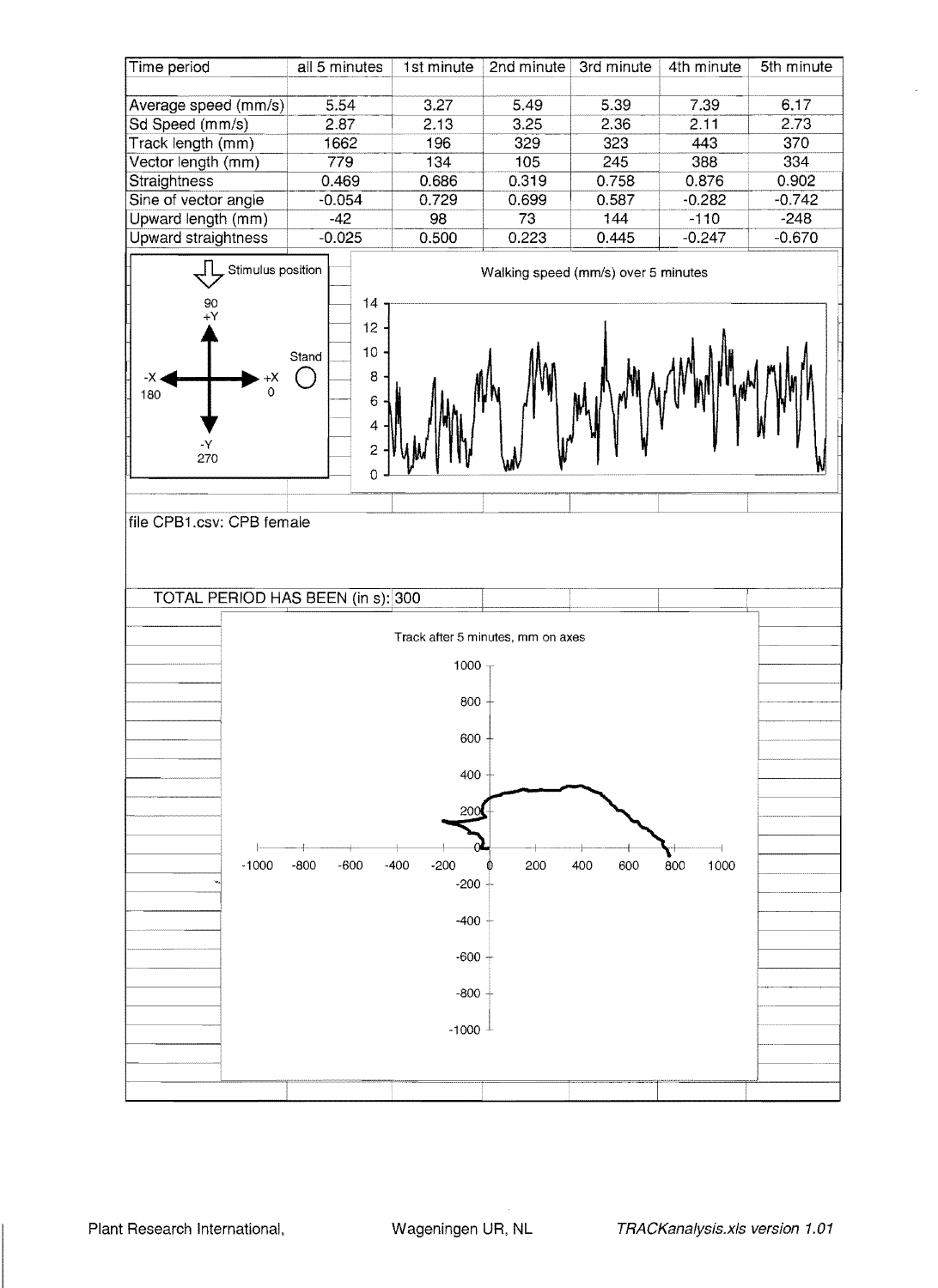| Time period | all 5 minutes | 1st minute | 2nd minute | 3rd minute | 4th minute | 5th minute |
|---|---|---|---|---|---|---|
| Average speed (mm/s) | 5.54 | 3.27 | 5.49 | 5.39 | 7.39 | 6.17 |
| Sd Speed (mm/s) | 2.87 | 2.13 | 3.25 | 2.36 | 2.11 | 2.73 |
| Track length (mm) | 1662 | 196 | 329 | 323 | 443 | 370 |
| Vector length (mm) | 779 | 134 | 105 | 245 | 388 | 334 |
| Straightness | 0.469 | 0.686 | 0.319 | 0.758 | 0.876 | 0.902 |
| Sine of vector angle | -0.054 | 0.729 | 0.699 | 0.587 | -0.282 | -0.742 |
| Upward length (mm) | -42 | 98 | 73 | 144 | -110 | -248 |
| Upward straightness | -0.025 | 0.500 | 0.223 | 0.445 | -0.247 | -0.670 |

Stimulus position

90
+Y

-X
180

+X
0

-Y
270

Stand

Walking speed (mm/s) over 5 minutes

14
12
10
8
6
4
2
0

file CPB1.csv: CPB female

TOTAL PERIOD HAS BEEN (in s): 300

Track after 5 minutes, mm on axes

1000
800
600
400
200
0
-200
-400
-600
-800
-1000

-1000 -800 -600 -400 -200 0 200 400 600 800 1000

Plant Research International, Wageningen UR, NL *TRACKanalysis.xls version 1.01*